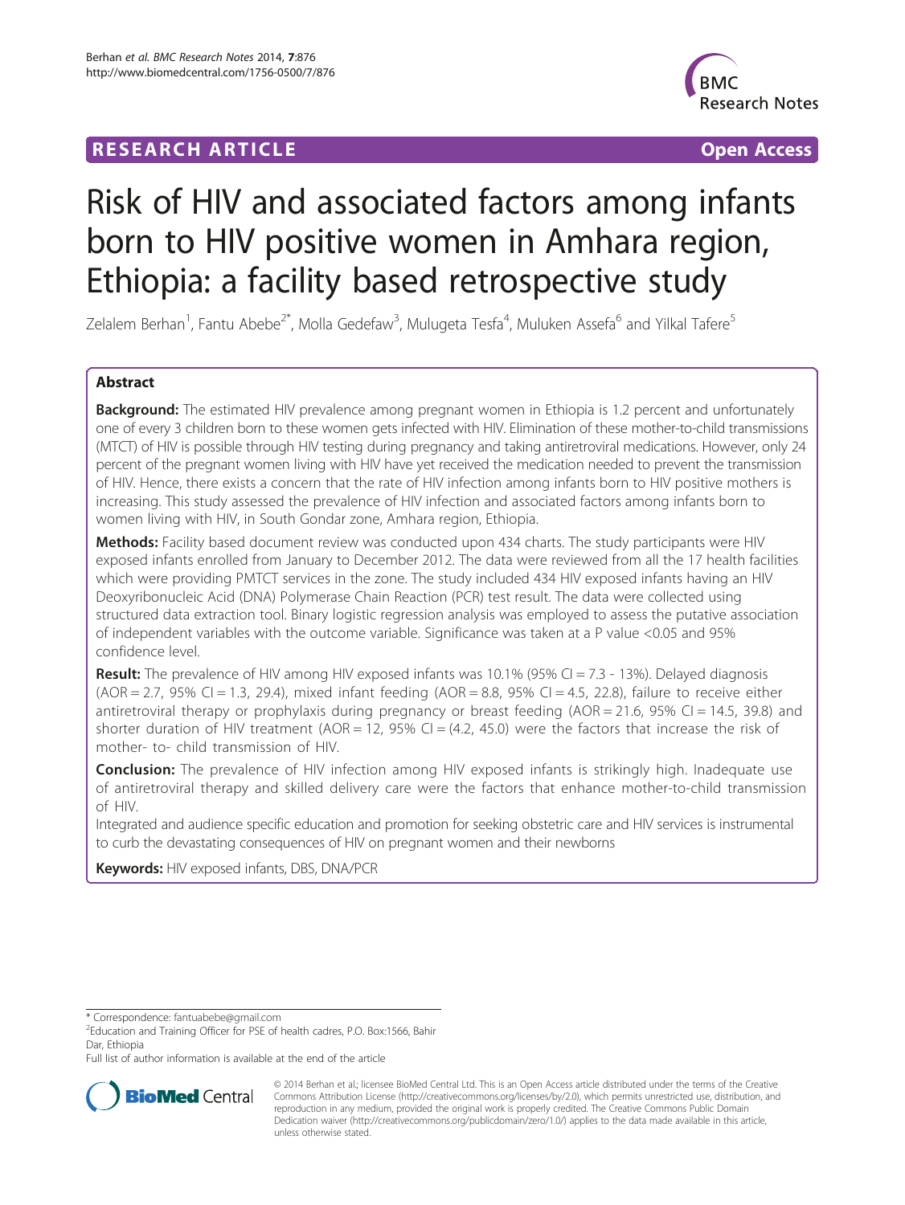RESEARCH ARTICLE Open Access

# Risk of HIV and associated factors among infants born to HIV positive women in Amhara region, Ethiopia: a facility based retrospective study

Zelalem Berhan[1], Fantu Abebe[2*], Molla Gedefaw[3], Mulugeta Tesfa[4], Muluken Assefa[6] and Yilkal Tafere[5]

## Abstract

**Background:** The estimated HIV prevalence among pregnant women in Ethiopia is 1.2 percent and unfortunately one of every 3 children born to these women gets infected with HIV. Elimination of these mother-to-child transmissions (MTCT) of HIV is possible through HIV testing during pregnancy and taking antiretroviral medications. However, only 24 percent of the pregnant women living with HIV have yet received the medication needed to prevent the transmission of HIV. Hence, there exists a concern that the rate of HIV infection among infants born to HIV positive mothers is increasing. This study assessed the prevalence of HIV infection and associated factors among infants born to women living with HIV, in South Gondar zone, Amhara region, Ethiopia.

**Methods:** Facility based document review was conducted upon 434 charts. The study participants were HIV exposed infants enrolled from January to December 2012. The data were reviewed from all the 17 health facilities which were providing PMTCT services in the zone. The study included 434 HIV exposed infants having an HIV Deoxyribonucleic Acid (DNA) Polymerase Chain Reaction (PCR) test result. The data were collected using structured data extraction tool. Binary logistic regression analysis was employed to assess the putative association of independent variables with the outcome variable. Significance was taken at a P value <0.05 and 95% confidence level.

**Result:** The prevalence of HIV among HIV exposed infants was 10.1% (95% CI = 7.3 - 13%). Delayed diagnosis (AOR = 2.7, 95% CI = 1.3, 29.4), mixed infant feeding (AOR = 8.8, 95% CI = 4.5, 22.8), failure to receive either antiretroviral therapy or prophylaxis during pregnancy or breast feeding (AOR = 21.6, 95% CI = 14.5, 39.8) and shorter duration of HIV treatment (AOR = 12, 95% CI = (4.2, 45.0) were the factors that increase the risk of mother- to- child transmission of HIV.

**Conclusion:** The prevalence of HIV infection among HIV exposed infants is strikingly high. Inadequate use of antiretroviral therapy and skilled delivery care were the factors that enhance mother-to-child transmission of HIV.

Integrated and audience specific education and promotion for seeking obstetric care and HIV services is instrumental to curb the devastating consequences of HIV on pregnant women and their newborns

**Keywords:** HIV exposed infants, DBS, DNA/PCR

---

* Correspondence: fantuabebe@gmail.com
[2]Education and Training Officer for PSE of health cadres, P.O. Box:1566, Bahir Dar, Ethiopia
Full list of author information is available at the end of the article

© 2014 Berhan et al.; licensee BioMed Central Ltd. This is an Open Access article distributed under the terms of the Creative Commons Attribution License (http://creativecommons.org/licenses/by/2.0), which permits unrestricted use, distribution, and reproduction in any medium, provided the original work is properly credited. The Creative Commons Public Domain Dedication waiver (http://creativecommons.org/publicdomain/zero/1.0/) applies to the data made available in this article, unless otherwise stated.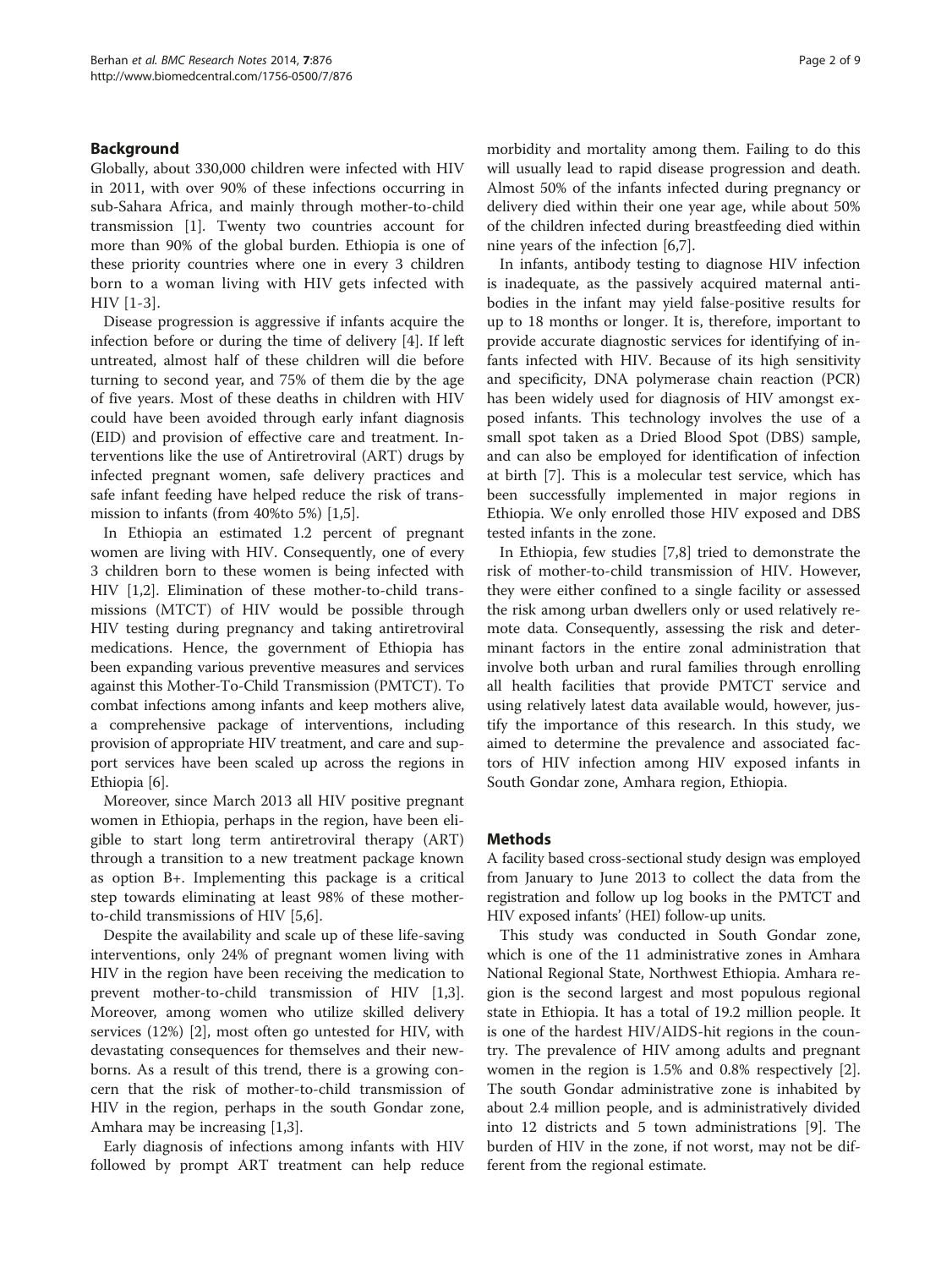## Background

Globally, about 330,000 children were infected with HIV in 2011, with over 90% of these infections occurring in sub-Sahara Africa, and mainly through mother-to-child transmission [1]. Twenty two countries account for more than 90% of the global burden. Ethiopia is one of these priority countries where one in every 3 children born to a woman living with HIV gets infected with HIV [1-3].

Disease progression is aggressive if infants acquire the infection before or during the time of delivery [4]. If left untreated, almost half of these children will die before turning to second year, and 75% of them die by the age of five years. Most of these deaths in children with HIV could have been avoided through early infant diagnosis (EID) and provision of effective care and treatment. Interventions like the use of Antiretroviral (ART) drugs by infected pregnant women, safe delivery practices and safe infant feeding have helped reduce the risk of transmission to infants (from 40%to 5%) [1,5].

In Ethiopia an estimated 1.2 percent of pregnant women are living with HIV. Consequently, one of every 3 children born to these women is being infected with HIV [1,2]. Elimination of these mother-to-child transmissions (MTCT) of HIV would be possible through HIV testing during pregnancy and taking antiretroviral medications. Hence, the government of Ethiopia has been expanding various preventive measures and services against this Mother-To-Child Transmission (PMTCT). To combat infections among infants and keep mothers alive, a comprehensive package of interventions, including provision of appropriate HIV treatment, and care and support services have been scaled up across the regions in Ethiopia [6].

Moreover, since March 2013 all HIV positive pregnant women in Ethiopia, perhaps in the region, have been eligible to start long term antiretroviral therapy (ART) through a transition to a new treatment package known as option B+. Implementing this package is a critical step towards eliminating at least 98% of these mother-to-child transmissions of HIV [5,6].

Despite the availability and scale up of these life-saving interventions, only 24% of pregnant women living with HIV in the region have been receiving the medication to prevent mother-to-child transmission of HIV [1,3]. Moreover, among women who utilize skilled delivery services (12%) [2], most often go untested for HIV, with devastating consequences for themselves and their newborns. As a result of this trend, there is a growing concern that the risk of mother-to-child transmission of HIV in the region, perhaps in the south Gondar zone, Amhara may be increasing [1,3].

Early diagnosis of infections among infants with HIV followed by prompt ART treatment can help reduce morbidity and mortality among them. Failing to do this will usually lead to rapid disease progression and death. Almost 50% of the infants infected during pregnancy or delivery died within their one year age, while about 50% of the children infected during breastfeeding died within nine years of the infection [6,7].

In infants, antibody testing to diagnose HIV infection is inadequate, as the passively acquired maternal antibodies in the infant may yield false-positive results for up to 18 months or longer. It is, therefore, important to provide accurate diagnostic services for identifying of infants infected with HIV. Because of its high sensitivity and specificity, DNA polymerase chain reaction (PCR) has been widely used for diagnosis of HIV amongst exposed infants. This technology involves the use of a small spot taken as a Dried Blood Spot (DBS) sample, and can also be employed for identification of infection at birth [7]. This is a molecular test service, which has been successfully implemented in major regions in Ethiopia. We only enrolled those HIV exposed and DBS tested infants in the zone.

In Ethiopia, few studies [7,8] tried to demonstrate the risk of mother-to-child transmission of HIV. However, they were either confined to a single facility or assessed the risk among urban dwellers only or used relatively remote data. Consequently, assessing the risk and determinant factors in the entire zonal administration that involve both urban and rural families through enrolling all health facilities that provide PMTCT service and using relatively latest data available would, however, justify the importance of this research. In this study, we aimed to determine the prevalence and associated factors of HIV infection among HIV exposed infants in South Gondar zone, Amhara region, Ethiopia.

## Methods

A facility based cross-sectional study design was employed from January to June 2013 to collect the data from the registration and follow up log books in the PMTCT and HIV exposed infants' (HEI) follow-up units.

This study was conducted in South Gondar zone, which is one of the 11 administrative zones in Amhara National Regional State, Northwest Ethiopia. Amhara region is the second largest and most populous regional state in Ethiopia. It has a total of 19.2 million people. It is one of the hardest HIV/AIDS-hit regions in the country. The prevalence of HIV among adults and pregnant women in the region is 1.5% and 0.8% respectively [2]. The south Gondar administrative zone is inhabited by about 2.4 million people, and is administratively divided into 12 districts and 5 town administrations [9]. The burden of HIV in the zone, if not worst, may not be different from the regional estimate.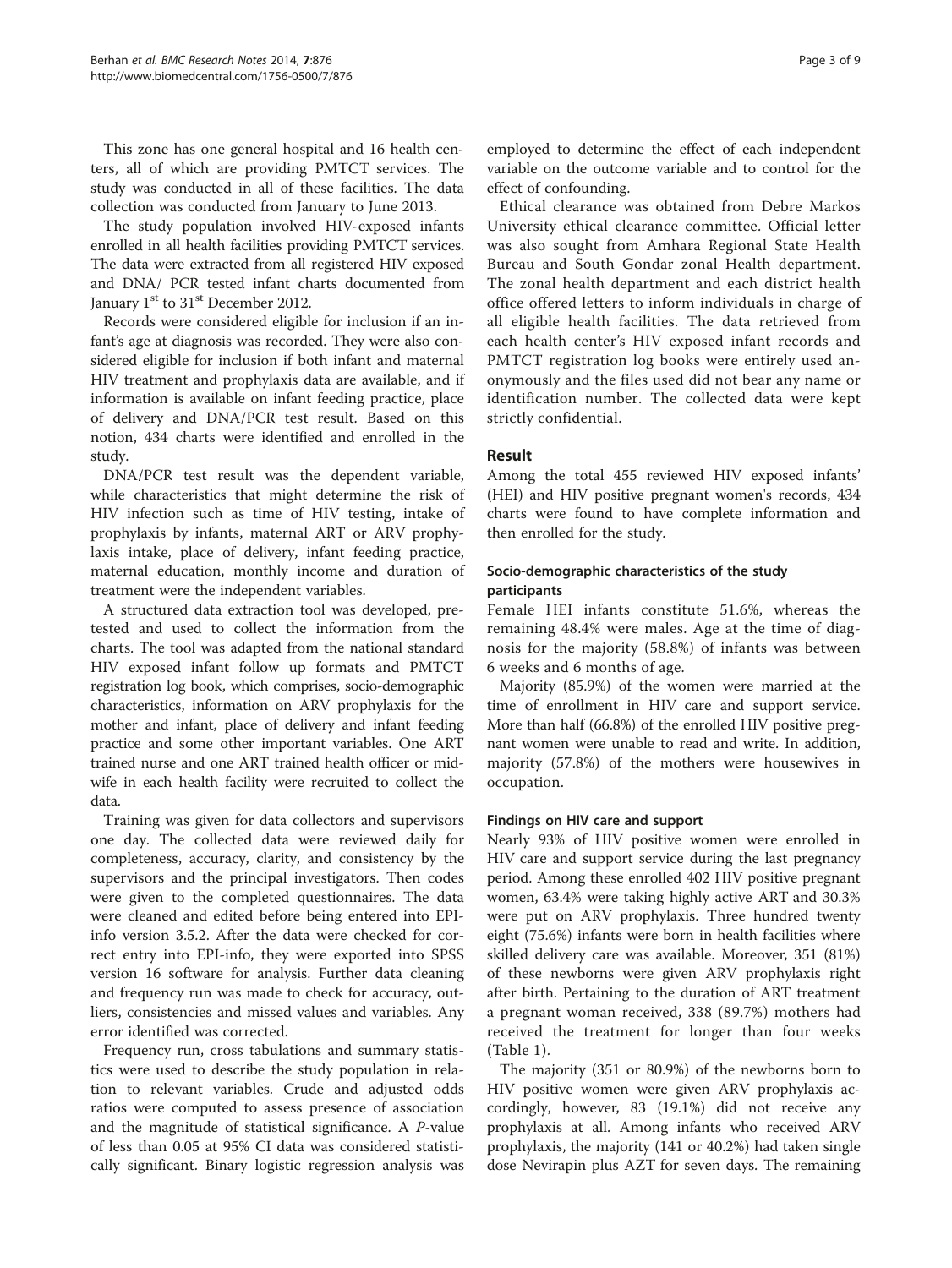This zone has one general hospital and 16 health centers, all of which are providing PMTCT services. The study was conducted in all of these facilities. The data collection was conducted from January to June 2013.

The study population involved HIV-exposed infants enrolled in all health facilities providing PMTCT services. The data were extracted from all registered HIV exposed and DNA/ PCR tested infant charts documented from January $1^{st}$ to $31^{st}$ December 2012.

Records were considered eligible for inclusion if an infant's age at diagnosis was recorded. They were also considered eligible for inclusion if both infant and maternal HIV treatment and prophylaxis data are available, and if information is available on infant feeding practice, place of delivery and DNA/PCR test result. Based on this notion, 434 charts were identified and enrolled in the study.

DNA/PCR test result was the dependent variable, while characteristics that might determine the risk of HIV infection such as time of HIV testing, intake of prophylaxis by infants, maternal ART or ARV prophylaxis intake, place of delivery, infant feeding practice, maternal education, monthly income and duration of treatment were the independent variables.

A structured data extraction tool was developed, pretested and used to collect the information from the charts. The tool was adapted from the national standard HIV exposed infant follow up formats and PMTCT registration log book, which comprises, socio-demographic characteristics, information on ARV prophylaxis for the mother and infant, place of delivery and infant feeding practice and some other important variables. One ART trained nurse and one ART trained health officer or midwife in each health facility were recruited to collect the data.

Training was given for data collectors and supervisors one day. The collected data were reviewed daily for completeness, accuracy, clarity, and consistency by the supervisors and the principal investigators. Then codes were given to the completed questionnaires. The data were cleaned and edited before being entered into EPI-info version 3.5.2. After the data were checked for correct entry into EPI-info, they were exported into SPSS version 16 software for analysis. Further data cleaning and frequency run was made to check for accuracy, outliers, consistencies and missed values and variables. Any error identified was corrected.

Frequency run, cross tabulations and summary statistics were used to describe the study population in relation to relevant variables. Crude and adjusted odds ratios were computed to assess presence of association and the magnitude of statistical significance. A *P*-value of less than 0.05 at 95% CI data was considered statistically significant. Binary logistic regression analysis was employed to determine the effect of each independent variable on the outcome variable and to control for the effect of confounding.

Ethical clearance was obtained from Debre Markos University ethical clearance committee. Official letter was also sought from Amhara Regional State Health Bureau and South Gondar zonal Health department. The zonal health department and each district health office offered letters to inform individuals in charge of all eligible health facilities. The data retrieved from each health center's HIV exposed infant records and PMTCT registration log books were entirely used anonymously and the files used did not bear any name or identification number. The collected data were kept strictly confidential.

## Result

Among the total 455 reviewed HIV exposed infants' (HEI) and HIV positive pregnant women's records, 434 charts were found to have complete information and then enrolled for the study.

### Socio-demographic characteristics of the study participants

Female HEI infants constitute 51.6%, whereas the remaining 48.4% were males. Age at the time of diagnosis for the majority (58.8%) of infants was between 6 weeks and 6 months of age.

Majority (85.9%) of the women were married at the time of enrollment in HIV care and support service. More than half (66.8%) of the enrolled HIV positive pregnant women were unable to read and write. In addition, majority (57.8%) of the mothers were housewives in occupation.

### Findings on HIV care and support

Nearly 93% of HIV positive women were enrolled in HIV care and support service during the last pregnancy period. Among these enrolled 402 HIV positive pregnant women, 63.4% were taking highly active ART and 30.3% were put on ARV prophylaxis. Three hundred twenty eight (75.6%) infants were born in health facilities where skilled delivery care was available. Moreover, 351 (81%) of these newborns were given ARV prophylaxis right after birth. Pertaining to the duration of ART treatment a pregnant woman received, 338 (89.7%) mothers had received the treatment for longer than four weeks (Table 1).

The majority (351 or 80.9%) of the newborns born to HIV positive women were given ARV prophylaxis accordingly, however, 83 (19.1%) did not receive any prophylaxis at all. Among infants who received ARV prophylaxis, the majority (141 or 40.2%) had taken single dose Nevirapin plus AZT for seven days. The remaining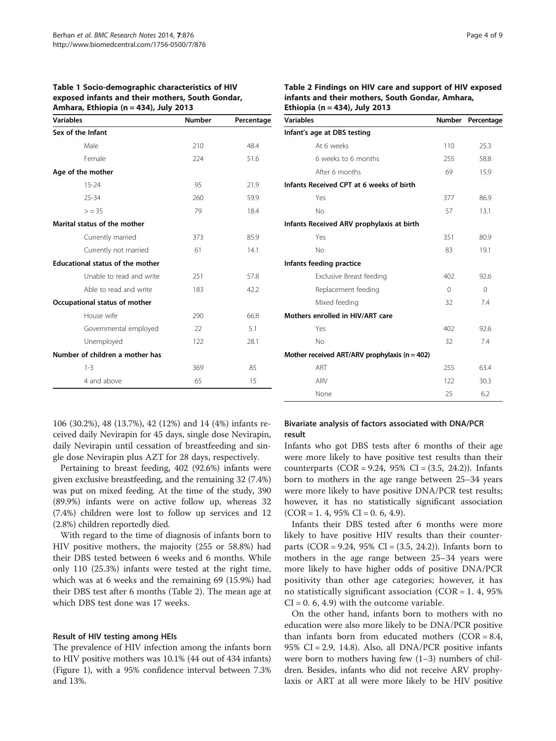**Table 1 Socio-demographic characteristics of HIV exposed infants and their mothers, South Gondar, Amhara, Ethiopia (n = 434), July 2013**

| Variables | Number | Percentage |
|---|---|---|
| **Sex of the Infant** | | |
| Male | 210 | 48.4 |
| Female | 224 | 51.6 |
| **Age of the mother** | | |
| 15-24 | 95 | 21.9 |
| 25-34 | 260 | 59.9 |
| > = 35 | 79 | 18.4 |
| **Marital status of the mother** | | |
| Currently married | 373 | 85.9 |
| Currently not married | 61 | 14.1 |
| **Educational status of the mother** | | |
| Unable to read and write | 251 | 57.8 |
| Able to read and write | 183 | 42.2 |
| **Occupational status of mother** | | |
| House wife | 290 | 66.8 |
| Governmental employed | 22 | 5.1 |
| Unemployed | 122 | 28.1 |
| **Number of children a mother has** | | |
| 1-3 | 369 | 85 |
| 4 and above | 65 | 15 |

**Table 2 Findings on HIV care and support of HIV exposed infants and their mothers, South Gondar, Amhara, Ethiopia (n = 434), July 2013**

| Variables | Number | Percentage |
|---|---|---|
| **Infant's age at DBS testing** | | |
| At 6 weeks | 110 | 25.3 |
| 6 weeks to 6 months | 255 | 58.8 |
| After 6 months | 69 | 15.9 |
| **Infants Received CPT at 6 weeks of birth** | | |
| Yes | 377 | 86.9 |
| No | 57 | 13.1 |
| **Infants Received ARV prophylaxis at birth** | | |
| Yes | 351 | 80.9 |
| No | 83 | 19.1 |
| **Infants feeding practice** | | |
| Exclusive Breast feeding | 402 | 92.6 |
| Replacement feeding | 0 | 0 |
| Mixed feeding | 32 | 7.4 |
| **Mothers enrolled in HIV/ART care** | | |
| Yes | 402 | 92.6 |
| No | 32 | 7.4 |
| **Mother received ART/ARV prophylaxis (n = 402)** | | |
| ART | 255 | 63.4 |
| ARV | 122 | 30.3 |
| None | 25 | 6.2 |

106 (30.2%), 48 (13.7%), 42 (12%) and 14 (4%) infants received daily Nevirapin for 45 days, single dose Nevirapin, daily Nevirapin until cessation of breastfeeding and single dose Nevirapin plus AZT for 28 days, respectively.

Pertaining to breast feeding, 402 (92.6%) infants were given exclusive breastfeeding, and the remaining 32 (7.4%) was put on mixed feeding. At the time of the study, 390 (89.9%) infants were on active follow up, whereas 32 (7.4%) children were lost to follow up services and 12 (2.8%) children reportedly died.

With regard to the time of diagnosis of infants born to HIV positive mothers, the majority (255 or 58.8%) had their DBS tested between 6 weeks and 6 months. While only 110 (25.3%) infants were tested at the right time, which was at 6 weeks and the remaining 69 (15.9%) had their DBS test after 6 months (Table 2). The mean age at which DBS test done was 17 weeks.

### Result of HIV testing among HEIs

The prevalence of HIV infection among the infants born to HIV positive mothers was 10.1% (44 out of 434 infants) (Figure 1), with a 95% confidence interval between 7.3% and 13%.

### Bivariate analysis of factors associated with DNA/PCR result

Infants who got DBS tests after 6 months of their age were more likely to have positive test results than their counterparts (COR = 9.24, 95% CI = (3.5, 24.2)). Infants born to mothers in the age range between 25–34 years were more likely to have positive DNA/PCR test results; however, it has no statistically significant association (COR = 1. 4, 95% CI = 0. 6, 4.9).

Infants their DBS tested after 6 months were more likely to have positive HIV results than their counterparts (COR = 9.24, 95% CI = (3.5, 24.2)). Infants born to mothers in the age range between 25–34 years were more likely to have higher odds of positive DNA/PCR positivity than other age categories; however, it has no statistically significant association (COR = 1. 4, 95% CI = 0. 6, 4.9) with the outcome variable.

On the other hand, infants born to mothers with no education were also more likely to be DNA/PCR positive than infants born from educated mothers (COR = 8.4, 95% CI = 2.9, 14.8). Also, all DNA/PCR positive infants were born to mothers having few (1–3) numbers of children. Besides, infants who did not receive ARV prophylaxis or ART at all were more likely to be HIV positive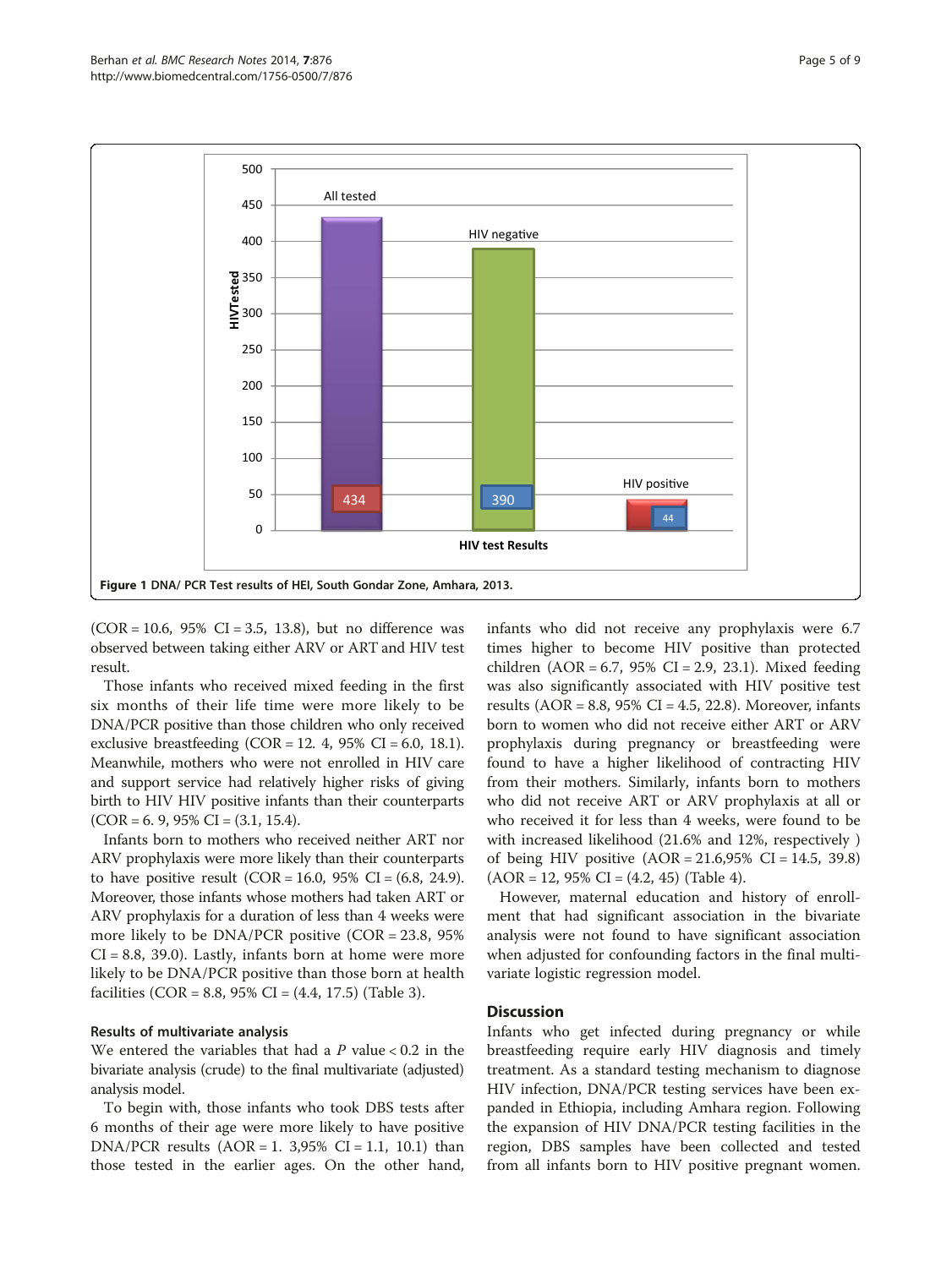Figure 1 DNA/ PCR Test results of HEI, South Gondar Zone, Amhara, 2013.

(COR = 10.6, 95% CI = 3.5, 13.8), but no difference was observed between taking either ARV or ART and HIV test result.

Those infants who received mixed feeding in the first six months of their life time were more likely to be DNA/PCR positive than those children who only received exclusive breastfeeding (COR = 12. 4, 95% CI = 6.0, 18.1). Meanwhile, mothers who were not enrolled in HIV care and support service had relatively higher risks of giving birth to HIV HIV positive infants than their counterparts (COR = 6. 9, 95% CI = (3.1, 15.4).

Infants born to mothers who received neither ART nor ARV prophylaxis were more likely than their counterparts to have positive result (COR = 16.0, 95% CI = (6.8, 24.9). Moreover, those infants whose mothers had taken ART or ARV prophylaxis for a duration of less than 4 weeks were more likely to be DNA/PCR positive (COR = 23.8, 95% CI = 8.8, 39.0). Lastly, infants born at home were more likely to be DNA/PCR positive than those born at health facilities (COR = 8.8, 95% CI = (4.4, 17.5) (Table 3).

### Results of multivariate analysis

We entered the variables that had a $P$ value < 0.2 in the bivariate analysis (crude) to the final multivariate (adjusted) analysis model.

To begin with, those infants who took DBS tests after 6 months of their age were more likely to have positive DNA/PCR results (AOR = 1. 3,95% CI = 1.1, 10.1) than those tested in the earlier ages. On the other hand, infants who did not receive any prophylaxis were 6.7 times higher to become HIV positive than protected children (AOR = 6.7, 95% CI = 2.9, 23.1). Mixed feeding was also significantly associated with HIV positive test results (AOR = 8.8, 95% CI = 4.5, 22.8). Moreover, infants born to women who did not receive either ART or ARV prophylaxis during pregnancy or breastfeeding were found to have a higher likelihood of contracting HIV from their mothers. Similarly, infants born to mothers who did not receive ART or ARV prophylaxis at all or who received it for less than 4 weeks, were found to be with increased likelihood (21.6% and 12%, respectively ) of being HIV positive (AOR = 21.6,95% CI = 14.5, 39.8) (AOR = 12, 95% CI = (4.2, 45) (Table 4).

However, maternal education and history of enrollment that had significant association in the bivariate analysis were not found to have significant association when adjusted for confounding factors in the final multivariate logistic regression model.

## Discussion

Infants who get infected during pregnancy or while breastfeeding require early HIV diagnosis and timely treatment. As a standard testing mechanism to diagnose HIV infection, DNA/PCR testing services have been expanded in Ethiopia, including Amhara region. Following the expansion of HIV DNA/PCR testing facilities in the region, DBS samples have been collected and tested from all infants born to HIV positive pregnant women.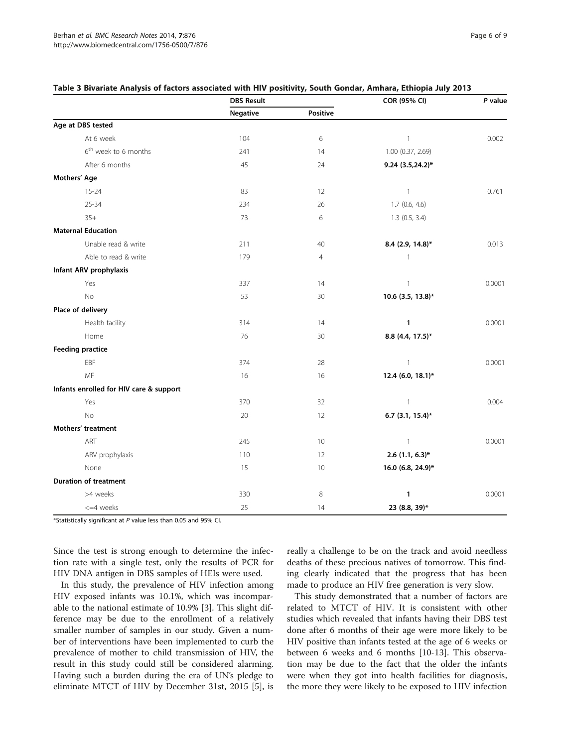**Table 3 Bivariate Analysis of factors associated with HIV positivity, South Gondar, Amhara, Ethiopia July 2013**

| | DBS Result | | COR (95% CI) | *P* value |
|---|---|---|---|---|
| | Negative | Positive | | |
| **Age at DBS tested** | | | | |
| At 6 week | 104 | 6 | 1 | 0.002 |
| 6th week to 6 months | 241 | 14 | 1.00 (0.37, 2.69) | |
| After 6 months | 45 | 24 | **9.24 (3.5,24.2)*** | |
| **Mothers' Age** | | | | |
| 15-24 | 83 | 12 | 1 | 0.761 |
| 25-34 | 234 | 26 | 1.7 (0.6, 4.6) | |
| 35+ | 73 | 6 | 1.3 (0.5, 3.4) | |
| **Maternal Education** | | | | |
| Unable read & write | 211 | 40 | **8.4 (2.9, 14.8)*** | 0.013 |
| Able to read & write | 179 | 4 | 1 | |
| **Infant ARV prophylaxis** | | | | |
| Yes | 337 | 14 | 1 | 0.0001 |
| No | 53 | 30 | **10.6 (3.5, 13.8)*** | |
| **Place of delivery** | | | | |
| Health facility | 314 | 14 | **1** | 0.0001 |
| Home | 76 | 30 | **8.8 (4.4, 17.5)*** | |
| **Feeding practice** | | | | |
| EBF | 374 | 28 | 1 | 0.0001 |
| MF | 16 | 16 | **12.4 (6.0, 18.1)*** | |
| **Infants enrolled for HIV care & support** | | | | |
| Yes | 370 | 32 | 1 | 0.004 |
| No | 20 | 12 | **6.7 (3.1, 15.4)*** | |
| **Mothers' treatment** | | | | |
| ART | 245 | 10 | 1 | 0.0001 |
| ARV prophylaxis | 110 | 12 | **2.6 (1.1, 6.3)*** | |
| None | 15 | 10 | **16.0 (6.8, 24.9)*** | |
| **Duration of treatment** | | | | |
| >4 weeks | 330 | 8 | **1** | 0.0001 |
| <=4 weeks | 25 | 14 | **23 (8.8, 39)*** | |

*Statistically significant at *P* value less than 0.05 and 95% CI.

Since the test is strong enough to determine the infection rate with a single test, only the results of PCR for HIV DNA antigen in DBS samples of HEIs were used.

In this study, the prevalence of HIV infection among HIV exposed infants was 10.1%, which was incomparable to the national estimate of 10.9% [3]. This slight difference may be due to the enrollment of a relatively smaller number of samples in our study. Given a number of interventions have been implemented to curb the prevalence of mother to child transmission of HIV, the result in this study could still be considered alarming. Having such a burden during the era of UN's pledge to eliminate MTCT of HIV by December 31st, 2015 [5], is really a challenge to be on the track and avoid needless deaths of these precious natives of tomorrow. This finding clearly indicated that the progress that has been made to produce an HIV free generation is very slow.

This study demonstrated that a number of factors are related to MTCT of HIV. It is consistent with other studies which revealed that infants having their DBS test done after 6 months of their age were more likely to be HIV positive than infants tested at the age of 6 weeks or between 6 weeks and 6 months [10-13]. This observation may be due to the fact that the older the infants were when they got into health facilities for diagnosis, the more they were likely to be exposed to HIV infection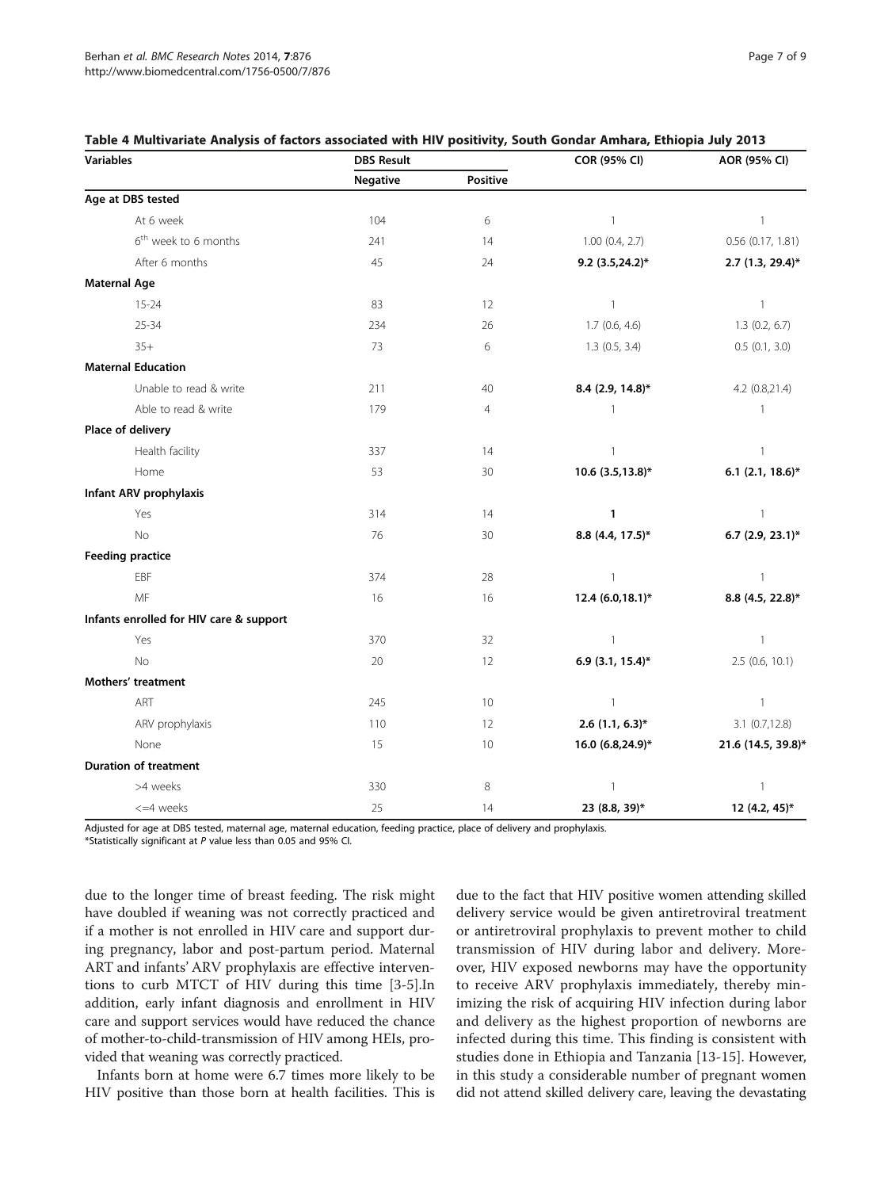**Table 4 Multivariate Analysis of factors associated with HIV positivity, South Gondar Amhara, Ethiopia July 2013**

| Variables | DBS Result | | COR (95% CI) | AOR (95% CI) |
|---|---|---|---|---|
| | Negative | Positive | | |
| **Age at DBS tested** | | | | |
| At 6 week | 104 | 6 | 1 | 1 |
| $6^{th}$ week to 6 months | 241 | 14 | 1.00 (0.4, 2.7) | 0.56 (0.17, 1.81) |
| After 6 months | 45 | 24 | **9.2 (3.5,24.2)*** | **2.7 (1.3, 29.4)*** |
| **Maternal Age** | | | | |
| 15-24 | 83 | 12 | 1 | 1 |
| 25-34 | 234 | 26 | 1.7 (0.6, 4.6) | 1.3 (0.2, 6.7) |
| 35+ | 73 | 6 | 1.3 (0.5, 3.4) | 0.5 (0.1, 3.0) |
| **Maternal Education** | | | | |
| Unable to read & write | 211 | 40 | **8.4 (2.9, 14.8)*** | 4.2 (0.8,21.4) |
| Able to read & write | 179 | 4 | 1 | 1 |
| **Place of delivery** | | | | |
| Health facility | 337 | 14 | 1 | 1 |
| Home | 53 | 30 | **10.6 (3.5,13.8)*** | **6.1 (2.1, 18.6)*** |
| **Infant ARV prophylaxis** | | | | |
| Yes | 314 | 14 | **1** | 1 |
| No | 76 | 30 | **8.8 (4.4, 17.5)*** | **6.7 (2.9, 23.1)*** |
| **Feeding practice** | | | | |
| EBF | 374 | 28 | 1 | 1 |
| MF | 16 | 16 | **12.4 (6.0,18.1)*** | **8.8 (4.5, 22.8)*** |
| **Infants enrolled for HIV care & support** | | | | |
| Yes | 370 | 32 | 1 | 1 |
| No | 20 | 12 | **6.9 (3.1, 15.4)*** | 2.5 (0.6, 10.1) |
| **Mothers' treatment** | | | | |
| ART | 245 | 10 | 1 | 1 |
| ARV prophylaxis | 110 | 12 | **2.6 (1.1, 6.3)*** | 3.1 (0.7,12.8) |
| None | 15 | 10 | **16.0 (6.8,24.9)*** | **21.6 (14.5, 39.8)*** |
| **Duration of treatment** | | | | |
| >4 weeks | 330 | 8 | 1 | 1 |
| <=4 weeks | 25 | 14 | **23 (8.8, 39)*** | **12 (4.2, 45)*** |

Adjusted for age at DBS tested, maternal age, maternal education, feeding practice, place of delivery and prophylaxis.
*Statistically significant at *P* value less than 0.05 and 95% CI.

due to the longer time of breast feeding. The risk might have doubled if weaning was not correctly practiced and if a mother is not enrolled in HIV care and support during pregnancy, labor and post-partum period. Maternal ART and infants' ARV prophylaxis are effective interventions to curb MTCT of HIV during this time [3-5].In addition, early infant diagnosis and enrollment in HIV care and support services would have reduced the chance of mother-to-child-transmission of HIV among HEIs, provided that weaning was correctly practiced.

Infants born at home were 6.7 times more likely to be HIV positive than those born at health facilities. This is due to the fact that HIV positive women attending skilled delivery service would be given antiretroviral treatment or antiretroviral prophylaxis to prevent mother to child transmission of HIV during labor and delivery. Moreover, HIV exposed newborns may have the opportunity to receive ARV prophylaxis immediately, thereby minimizing the risk of acquiring HIV infection during labor and delivery as the highest proportion of newborns are infected during this time. This finding is consistent with studies done in Ethiopia and Tanzania [13-15]. However, in this study a considerable number of pregnant women did not attend skilled delivery care, leaving the devastating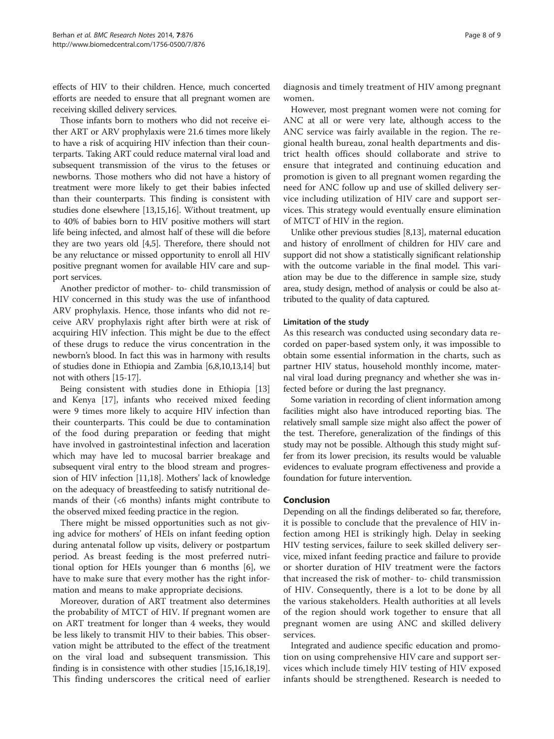effects of HIV to their children. Hence, much concerted efforts are needed to ensure that all pregnant women are receiving skilled delivery services.

Those infants born to mothers who did not receive either ART or ARV prophylaxis were 21.6 times more likely to have a risk of acquiring HIV infection than their counterparts. Taking ART could reduce maternal viral load and subsequent transmission of the virus to the fetuses or newborns. Those mothers who did not have a history of treatment were more likely to get their babies infected than their counterparts. This finding is consistent with studies done elsewhere [13,15,16]. Without treatment, up to 40% of babies born to HIV positive mothers will start life being infected, and almost half of these will die before they are two years old [4,5]. Therefore, there should not be any reluctance or missed opportunity to enroll all HIV positive pregnant women for available HIV care and support services.

Another predictor of mother- to- child transmission of HIV concerned in this study was the use of infanthood ARV prophylaxis. Hence, those infants who did not receive ARV prophylaxis right after birth were at risk of acquiring HIV infection. This might be due to the effect of these drugs to reduce the virus concentration in the newborn's blood. In fact this was in harmony with results of studies done in Ethiopia and Zambia [6,8,10,13,14] but not with others [15-17].

Being consistent with studies done in Ethiopia [13] and Kenya [17], infants who received mixed feeding were 9 times more likely to acquire HIV infection than their counterparts. This could be due to contamination of the food during preparation or feeding that might have involved in gastrointestinal infection and laceration which may have led to mucosal barrier breakage and subsequent viral entry to the blood stream and progression of HIV infection [11,18]. Mothers' lack of knowledge on the adequacy of breastfeeding to satisfy nutritional demands of their (<6 months) infants might contribute to the observed mixed feeding practice in the region.

There might be missed opportunities such as not giving advice for mothers' of HEIs on infant feeding option during antenatal follow up visits, delivery or postpartum period. As breast feeding is the most preferred nutritional option for HEIs younger than 6 months [6], we have to make sure that every mother has the right information and means to make appropriate decisions.

Moreover, duration of ART treatment also determines the probability of MTCT of HIV. If pregnant women are on ART treatment for longer than 4 weeks, they would be less likely to transmit HIV to their babies. This observation might be attributed to the effect of the treatment on the viral load and subsequent transmission. This finding is in consistence with other studies [15,16,18,19]. This finding underscores the critical need of earlier diagnosis and timely treatment of HIV among pregnant women.

However, most pregnant women were not coming for ANC at all or were very late, although access to the ANC service was fairly available in the region. The regional health bureau, zonal health departments and district health offices should collaborate and strive to ensure that integrated and continuing education and promotion is given to all pregnant women regarding the need for ANC follow up and use of skilled delivery service including utilization of HIV care and support services. This strategy would eventually ensure elimination of MTCT of HIV in the region.

Unlike other previous studies [8,13], maternal education and history of enrollment of children for HIV care and support did not show a statistically significant relationship with the outcome variable in the final model. This variation may be due to the difference in sample size, study area, study design, method of analysis or could be also attributed to the quality of data captured.

#### Limitation of the study

As this research was conducted using secondary data recorded on paper-based system only, it was impossible to obtain some essential information in the charts, such as partner HIV status, household monthly income, maternal viral load during pregnancy and whether she was infected before or during the last pregnancy.

Some variation in recording of client information among facilities might also have introduced reporting bias. The relatively small sample size might also affect the power of the test. Therefore, generalization of the findings of this study may not be possible. Although this study might suffer from its lower precision, its results would be valuable evidences to evaluate program effectiveness and provide a foundation for future intervention.

## Conclusion

Depending on all the findings deliberated so far, therefore, it is possible to conclude that the prevalence of HIV infection among HEI is strikingly high. Delay in seeking HIV testing services, failure to seek skilled delivery service, mixed infant feeding practice and failure to provide or shorter duration of HIV treatment were the factors that increased the risk of mother- to- child transmission of HIV. Consequently, there is a lot to be done by all the various stakeholders. Health authorities at all levels of the region should work together to ensure that all pregnant women are using ANC and skilled delivery services.

Integrated and audience specific education and promotion on using comprehensive HIV care and support services which include timely HIV testing of HIV exposed infants should be strengthened. Research is needed to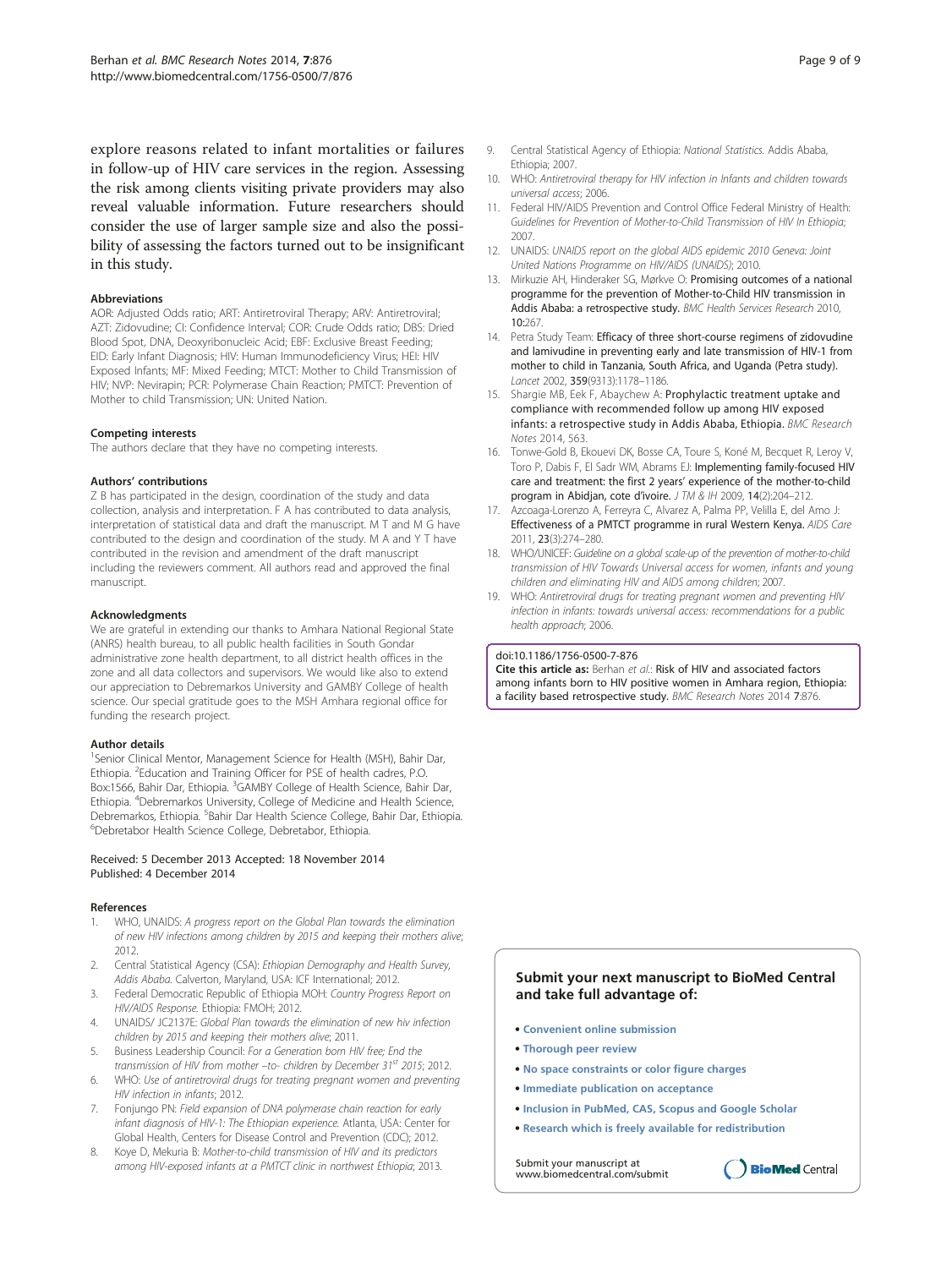explore reasons related to infant mortalities or failures in follow-up of HIV care services in the region. Assessing the risk among clients visiting private providers may also reveal valuable information. Future researchers should consider the use of larger sample size and also the possibility of assessing the factors turned out to be insignificant in this study.

#### Abbreviations

AOR: Adjusted Odds ratio; ART: Antiretroviral Therapy; ARV: Antiretroviral; AZT: Zidovudine; CI: Confidence Interval; COR: Crude Odds ratio; DBS: Dried Blood Spot, DNA, Deoxyribonucleic Acid; EBF: Exclusive Breast Feeding; EID: Early Infant Diagnosis; HIV: Human Immunodeficiency Virus; HEI: HIV Exposed Infants; MF: Mixed Feeding; MTCT: Mother to Child Transmission of HIV; NVP: Nevirapin; PCR: Polymerase Chain Reaction; PMTCT: Prevention of Mother to child Transmission; UN: United Nation.

#### Competing interests

The authors declare that they have no competing interests.

#### Authors' contributions

Z B has participated in the design, coordination of the study and data collection, analysis and interpretation. F A has contributed to data analysis, interpretation of statistical data and draft the manuscript. M T and M G have contributed to the design and coordination of the study. M A and Y T have contributed in the revision and amendment of the draft manuscript including the reviewers comment. All authors read and approved the final manuscript.

#### Acknowledgments

We are grateful in extending our thanks to Amhara National Regional State (ANRS) health bureau, to all public health facilities in South Gondar administrative zone health department, to all district health offices in the zone and all data collectors and supervisors. We would like also to extend our appreciation to Debremarkos University and GAMBY College of health science. Our special gratitude goes to the MSH Amhara regional office for funding the research project.

#### Author details

[1]Senior Clinical Mentor, Management Science for Health (MSH), Bahir Dar, Ethiopia. [2]Education and Training Officer for PSE of health cadres, P.O. Box:1566, Bahir Dar, Ethiopia. [3]GAMBY College of Health Science, Bahir Dar, Ethiopia. [4]Debremarkos University, College of Medicine and Health Science, Debremarkos, Ethiopia. [5]Bahir Dar Health Science College, Bahir Dar, Ethiopia. [6]Debretabor Health Science College, Debretabor, Ethiopia.

Received: 5 December 2013 Accepted: 18 November 2014
Published: 4 December 2014

#### References

1. WHO, UNAIDS: *A progress report on the Global Plan towards the elimination of new HIV infections among children by 2015 and keeping their mothers alive*; 2012.
2. Central Statistical Agency (CSA): *Ethiopian Demography and Health Survey, Addis Ababa*. Calverton, Maryland, USA: ICF International; 2012.
3. Federal Democratic Republic of Ethiopia MOH: *Country Progress Report on HIV/AIDS Response*. Ethiopia: FMOH; 2012.
4. UNAIDS/ JC2137E: *Global Plan towards the elimination of new hiv infection children by 2015 and keeping their mothers alive*; 2011.
5. Business Leadership Council: *For a Generation born HIV free; End the transmission of HIV from mother –to- children by December 31st 2015*; 2012.
6. WHO: *Use of antiretroviral drugs for treating pregnant women and preventing HIV infection in infants*; 2012.
7. Fonjungo PN: *Field expansion of DNA polymerase chain reaction for early infant diagnosis of HIV-1: The Ethiopian experience*. Atlanta, USA: Center for Global Health, Centers for Disease Control and Prevention (CDC); 2012.
8. Koye D, Mekuria B: *Mother-to-child transmission of HIV and its predictors among HIV-exposed infants at a PMTCT clinic in northwest Ethiopia*; 2013.
9. Central Statistical Agency of Ethiopia: *National Statistics*. Addis Ababa, Ethiopia; 2007.
10. WHO: *Antiretroviral therapy for HIV infection in Infants and children towards universal access*; 2006.
11. Federal HIV/AIDS Prevention and Control Office Federal Ministry of Health: *Guidelines for Prevention of Mother-to-Child Transmission of HIV In Ethiopia*; 2007.
12. UNAIDS: *UNAIDS report on the global AIDS epidemic 2010 Geneva: Joint United Nations Programme on HIV/AIDS (UNAIDS)*; 2010.
13. Mirkuzie AH, Hinderaker SG, Mørkve O: **Promising outcomes of a national programme for the prevention of Mother-to-Child HIV transmission in Addis Ababa: a retrospective study.** *BMC Health Services Research* 2010, **10**:267.
14. Petra Study Team: **Efficacy of three short-course regimens of zidovudine and lamivudine in preventing early and late transmission of HIV-1 from mother to child in Tanzania, South Africa, and Uganda (Petra study).** *Lancet* 2002, **359**(9313):1178–1186.
15. Shargie MB, Eek F, Abaychew A: **Prophylactic treatment uptake and compliance with recommended follow up among HIV exposed infants: a retrospective study in Addis Ababa, Ethiopia.** *BMC Research Notes* 2014, 563.
16. Tonwe-Gold B, Ekouevi DK, Bosse CA, Toure S, Koné M, Becquet R, Leroy V, Toro P, Dabis F, El Sadr WM, Abrams EJ: **Implementing family-focused HIV care and treatment: the first 2 years' experience of the mother-to-child program in Abidjan, cote d'ivoire.** *J TM & IH* 2009, **14**(2):204–212.
17. Azcoaga-Lorenzo A, Ferreyra C, Alvarez A, Palma PP, Velilla E, del Amo J: **Effectiveness of a PMTCT programme in rural Western Kenya.** *AIDS Care* 2011, **23**(3):274–280.
18. WHO/UNICEF: *Guideline on a global scale-up of the prevention of mother-to-child transmission of HIV Towards Universal access for women, infants and young children and eliminating HIV and AIDS among children*; 2007.
19. WHO: *Antiretroviral drugs for treating pregnant women and preventing HIV infection in infants: towards universal access: recommendations for a public health approach*; 2006.

doi:10.1186/1756-0500-7-876
**Cite this article as:** Berhan *et al.*: Risk of HIV and associated factors among infants born to HIV positive women in Amhara region, Ethiopia: a facility based retrospective study. *BMC Research Notes* 2014 **7**:876.